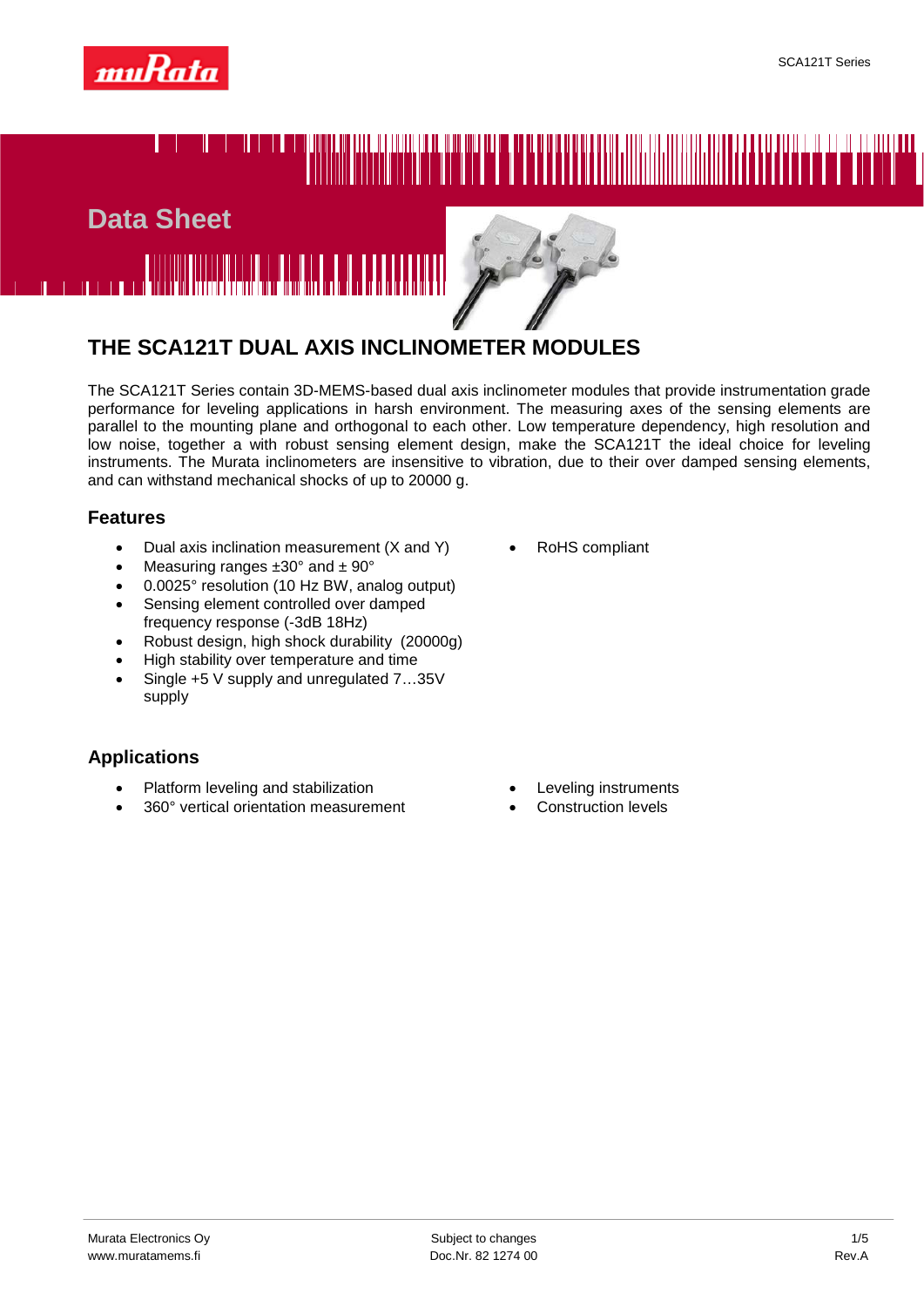# Data Sheet

## THE SCA121T DUAL AXIS INCLINOMETER MODULES

The SCA121T Series contain 3D-MEMS-based dual axis inclinometer modules that provide instrumentation grade performance for leveling applications in harsh environment. The measuring axes of the sensing elements are parallel to the mounting plane and orthogonal to each other. Low temperature dependency, high resolution and low noise, together a with robust sensing element design, make the SCA121T the ideal choice for leveling instruments. The Murata inclinometers are insensitive to vibration, due to their over damped sensing elements, and can withstand mechanical shocks of up to 20000 g.

### Features

- Dual axis inclination measurement (X and Y)
- Measuring ranges ±30° and ± 90°
- 0.0025° resolution (10 Hz BW, analog output)
- Sensing element controlled over damped frequency response (-3dB 18Hz)
- Robust design, high shock durability (20000g)
- High stability over temperature and time
- Single +5 V supply and unregulated 7…35V supply
- RoHS compliant

### Applications

- Platform leveling and stabilization
- 360° vertical orientation measurement
- Leveling instruments
- Construction levels

Murata Electronics Oy
www.muratamems.fi

Subject to changes
Doc.Nr. 82 1274 00

Rev.A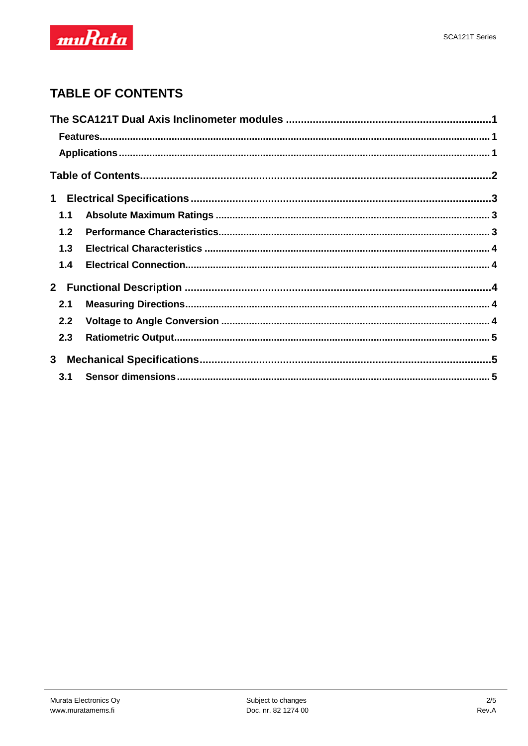# TABLE OF CONTENTS

**The SCA121T Dual Axis Inclinometer modules** ..................................................1

- **Features**..........................................................................................................1
- **Applications**....................................................................................................1

**Table of Contents**...............................................................................................2

**1 Electrical Specifications** ....................................................................................3

- **1.1 Absolute Maximum Ratings** .........................................................................3
- **1.2 Performance Characteristics**........................................................................3
- **1.3 Electrical Characteristics** .............................................................................4
- **1.4 Electrical Connection**...................................................................................4

**2 Functional Description** ......................................................................................4

- **2.1 Measuring Directions**....................................................................................4
- **2.2 Voltage to Angle Conversion** .......................................................................4
- **2.3 Ratiometric Output**.......................................................................................5

**3 Mechanical Specifications**...................................................................................5

- **3.1 Sensor dimensions**.......................................................................................5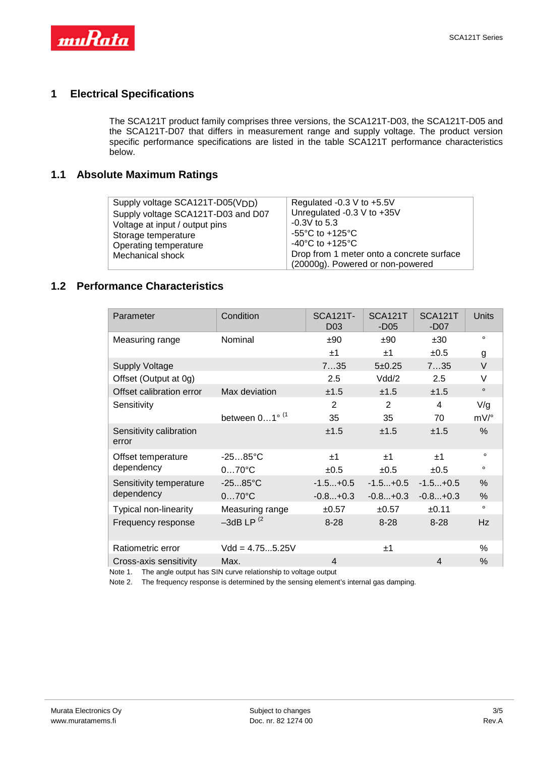# 1 Electrical Specifications

The SCA121T product family comprises three versions, the SCA121T-D03, the SCA121T-D05 and the SCA121T-D07 that differs in measurement range and supply voltage. The product version specific performance specifications are listed in the table SCA121T performance characteristics below.

## 1.1 Absolute Maximum Ratings

| | |
|---|---|
| Supply voltage SCA121T-D05($V_{DD}$) | Regulated -0.3 V to +5.5V |
| Supply voltage SCA121T-D03 and D07 | Unregulated -0.3 V to +35V |
| Voltage at input / output pins | -0.3V to 5.3 |
| Storage temperature | -55°C to +125°C |
| Operating temperature | -40°C to +125°C |
| Mechanical shock | Drop from 1 meter onto a concrete surface (20000g). Powered or non-powered |

## 1.2 Performance Characteristics

| Parameter | Condition | SCA121T-D03 | SCA121T -D05 | SCA121T -D07 | Units |
|---|---|---|---|---|---|
| Measuring range | Nominal | ±90 | ±90 | ±30 | ° |
| | | ±1 | ±1 | ±0.5 | g |
| Supply Voltage | | 7…35 | 5±0.25 | 7…35 | V |
| Offset (Output at 0g) | | 2.5 | Vdd/2 | 2.5 | V |
| Offset calibration error | Max deviation | ±1.5 | ±1.5 | ±1.5 | ° |
| Sensitivity | | 2 | 2 | 4 | V/g |
| | between 0…1° [1] | 35 | 35 | 70 | mV/° |
| Sensitivity calibration error | | ±1.5 | ±1.5 | ±1.5 | % |
| Offset temperature dependency | -25…85°C | ±1 | ±1 | ±1 | ° |
| | 0…70°C | ±0.5 | ±0.5 | ±0.5 | ° |
| Sensitivity temperature dependency | -25...85°C | -1.5...+0.5 | -1.5...+0.5 | -1.5...+0.5 | % |
| | 0…70°C | -0.8...+0.3 | -0.8...+0.3 | -0.8...+0.3 | % |
| Typical non-linearity | Measuring range | ±0.57 | ±0.57 | ±0.11 | ° |
| Frequency response | –3dB LP [2] | 8-28 | 8-28 | 8-28 | Hz |
| Ratiometric error | Vdd = 4.75...5.25V | | ±1 | | % |
| Cross-axis sensitivity | Max. | 4 | | 4 | % |

Note 1. The angle output has SIN curve relationship to voltage output

Note 2. The frequency response is determined by the sensing element's internal gas damping.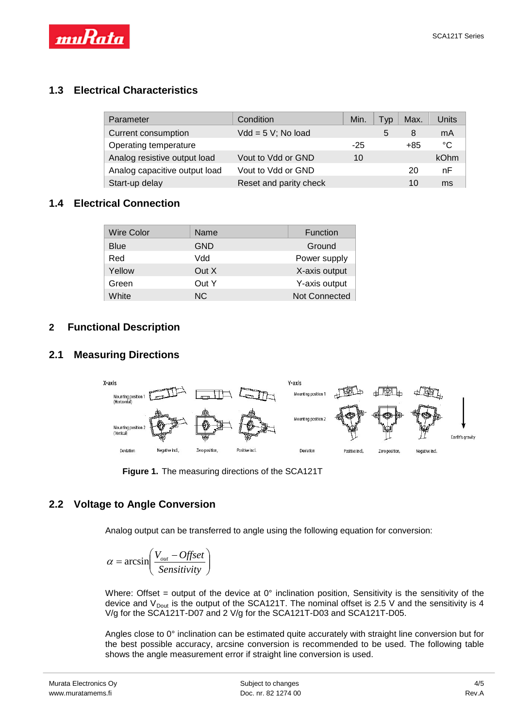## 1.3 Electrical Characteristics

| Parameter | Condition | Min. | Typ | Max. | Units |
|---|---|---|---|---|---|
| Current consumption | Vdd = 5 V; No load | | 5 | 8 | mA |
| Operating temperature | | -25 | | +85 | °C |
| Analog resistive output load | Vout to Vdd or GND | 10 | | | kOhm |
| Analog capacitive output load | Vout to Vdd or GND | | | 20 | nF |
| Start-up delay | Reset and parity check | | | 10 | ms |

## 1.4 Electrical Connection

| Wire Color | Name | Function |
|---|---|---|
| Blue | GND | Ground |
| Red | Vdd | Power supply |
| Yellow | Out X | X-axis output |
| Green | Out Y | Y-axis output |
| White | NC | Not Connected |

# 2 Functional Description

## 2.1 Measuring Directions

X-axis

Mounting position 1 (Horizontal)

Mounting position 2 (Vertical)

Deviation Negative incl. Zero position. Positive incl.

Y-axis

Mounting position 1

Mounting position 2

Deviation Positive incl. Zero position. Negative incl.

Earth's gravity

**Figure 1.** The measuring directions of the SCA121T

## 2.2 Voltage to Angle Conversion

Analog output can be transferred to angle using the following equation for conversion:

$$\alpha = \arcsin\left(\frac{V_{out} - Offset}{Sensitivity}\right)$$

Where: Offset = output of the device at 0° inclination position, Sensitivity is the sensitivity of the device and $V_{Dout}$ is the output of the SCA121T. The nominal offset is 2.5 V and the sensitivity is 4 V/g for the SCA121T-D07 and 2 V/g for the SCA121T-D03 and SCA121T-D05.

Angles close to 0° inclination can be estimated quite accurately with straight line conversion but for the best possible accuracy, arcsine conversion is recommended to be used. The following table shows the angle measurement error if straight line conversion is used.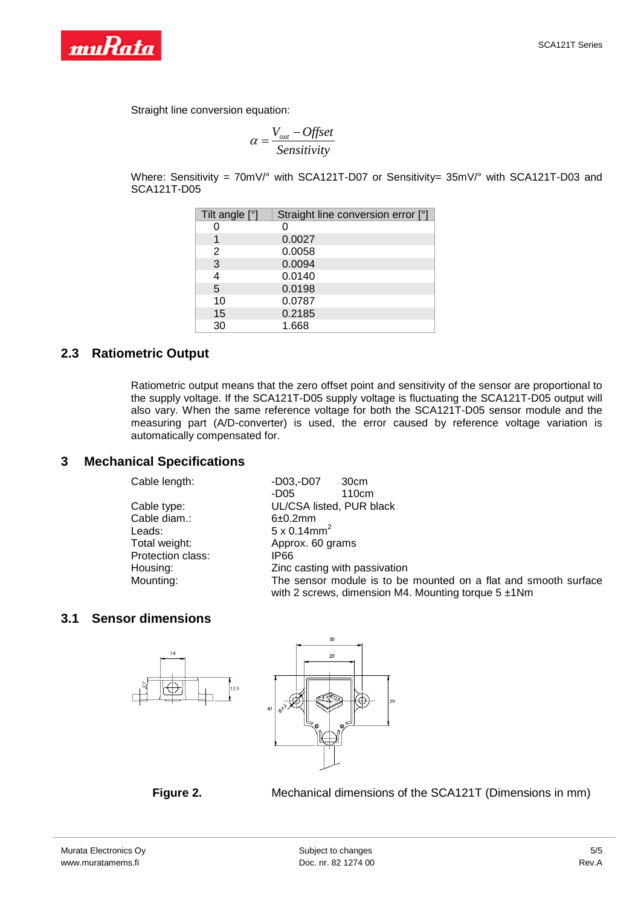Straight line conversion equation:

$$\alpha = \frac{V_{out} - Offset}{Sensitivity}$$

Where: Sensitivity = 70mV/° with SCA121T-D07 or Sensitivity= 35mV/° with SCA121T-D03 and SCA121T-D05

| Tilt angle [°] | Straight line conversion error [°] |
|---|---|
| 0 | 0 |
| 1 | 0.0027 |
| 2 | 0.0058 |
| 3 | 0.0094 |
| 4 | 0.0140 |
| 5 | 0.0198 |
| 10 | 0.0787 |
| 15 | 0.2185 |
| 30 | 1.668 |

## 2.3 Ratiometric Output

Ratiometric output means that the zero offset point and sensitivity of the sensor are proportional to the supply voltage. If the SCA121T-D05 supply voltage is fluctuating the SCA121T-D05 output will also vary. When the same reference voltage for both the SCA121T-D05 sensor module and the measuring part (A/D-converter) is used, the error caused by reference voltage variation is automatically compensated for.

# 3 Mechanical Specifications

| | |
|---|---|
| Cable length: | -D03,-D07 30cm<br>-D05 110cm |
| Cable type: | UL/CSA listed, PUR black |
| Cable diam.: | 6±0.2mm |
| Leads: | 5 x 0.14mm$^2$ |
| Total weight: | Approx. 60 grams |
| Protection class: | IP66 |
| Housing: | Zinc casting with passivation |
| Mounting: | The sensor module is to be mounted on a flat and smooth surface with 2 screws, dimension M4. Mounting torque 5 ±1Nm |

## 3.1 Sensor dimensions

14
13.5
38
29
41
Ø4.2
29

**Figure 2.** Mechanical dimensions of the SCA121T (Dimensions in mm)